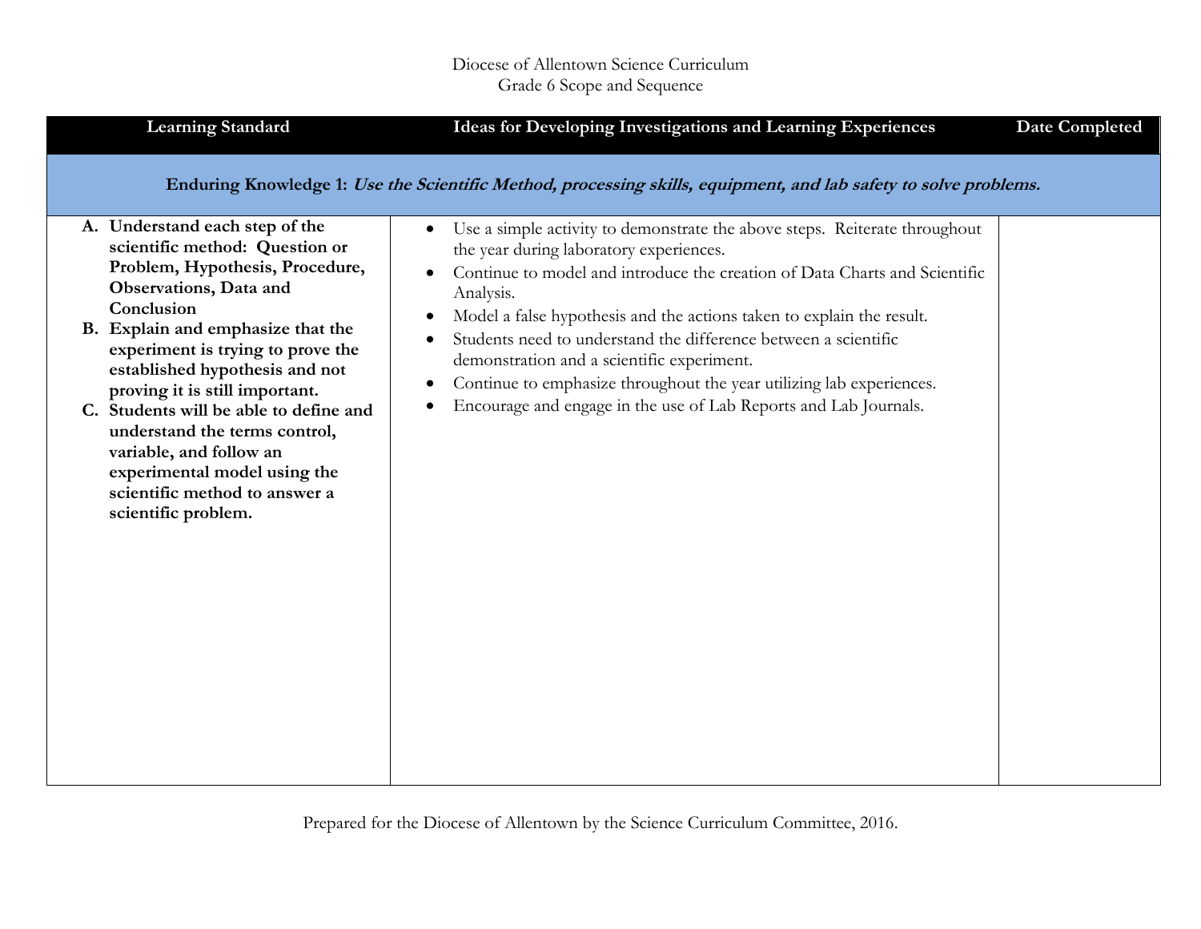Diocese of Allentown Science Curriculum
Grade 6 Scope and Sequence

| Learning Standard | Ideas for Developing Investigations and Learning Experiences | Date Completed |
|---|---|---|
| **Enduring Knowledge 1:** ***Use the Scientific Method, processing skills, equipment, and lab safety to solve problems.*** | | |
| **A. Understand each step of the scientific method: Question or Problem, Hypothesis, Procedure, Observations, Data and Conclusion**<br>**B. Explain and emphasize that the experiment is trying to prove the established hypothesis and not proving it is still important.**<br>**C. Students will be able to define and understand the terms control, variable, and follow an experimental model using the scientific method to answer a scientific problem.** | • Use a simple activity to demonstrate the above steps. Reiterate throughout the year during laboratory experiences.<br>• Continue to model and introduce the creation of Data Charts and Scientific Analysis.<br>• Model a false hypothesis and the actions taken to explain the result.<br>• Students need to understand the difference between a scientific demonstration and a scientific experiment.<br>• Continue to emphasize throughout the year utilizing lab experiences.<br>• Encourage and engage in the use of Lab Reports and Lab Journals. | |

Prepared for the Diocese of Allentown by the Science Curriculum Committee, 2016.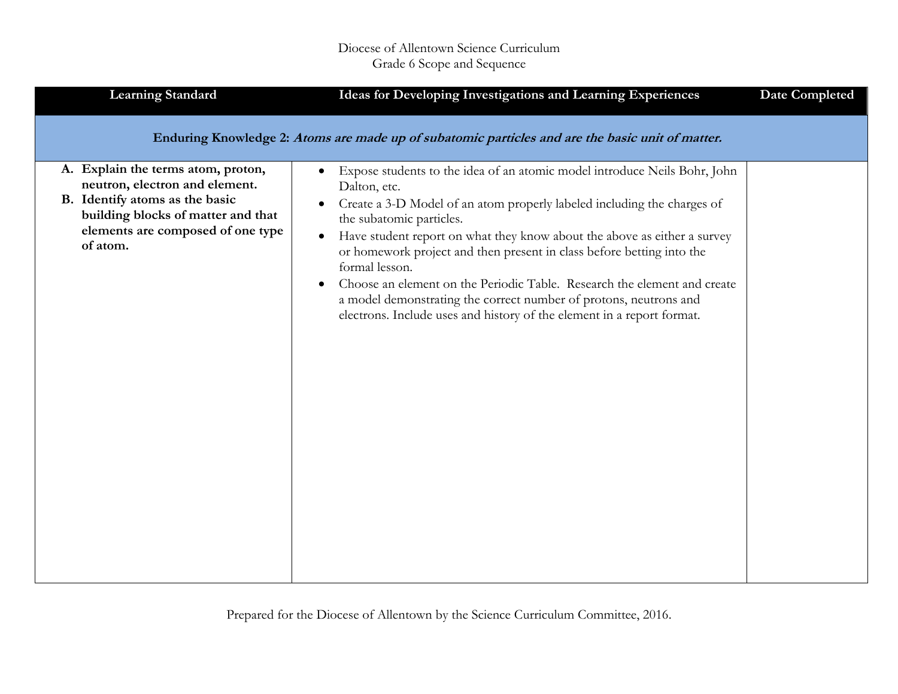Diocese of Allentown Science Curriculum
Grade 6 Scope and Sequence

| Learning Standard | Ideas for Developing Investigations and Learning Experiences | Date Completed |
|---|---|---|
| **Enduring Knowledge 2:** ***Atoms are made up of subatomic particles and are the basic unit of matter.*** | | |
| **A. Explain the terms atom, proton, neutron, electron and element.**<br>**B. Identify atoms as the basic building blocks of matter and that elements are composed of one type of atom.** | • Expose students to the idea of an atomic model introduce Neils Bohr, John Dalton, etc.<br>• Create a 3-D Model of an atom properly labeled including the charges of the subatomic particles.<br>• Have student report on what they know about the above as either a survey or homework project and then present in class before betting into the formal lesson.<br>• Choose an element on the Periodic Table. Research the element and create a model demonstrating the correct number of protons, neutrons and electrons. Include uses and history of the element in a report format. | |

Prepared for the Diocese of Allentown by the Science Curriculum Committee, 2016.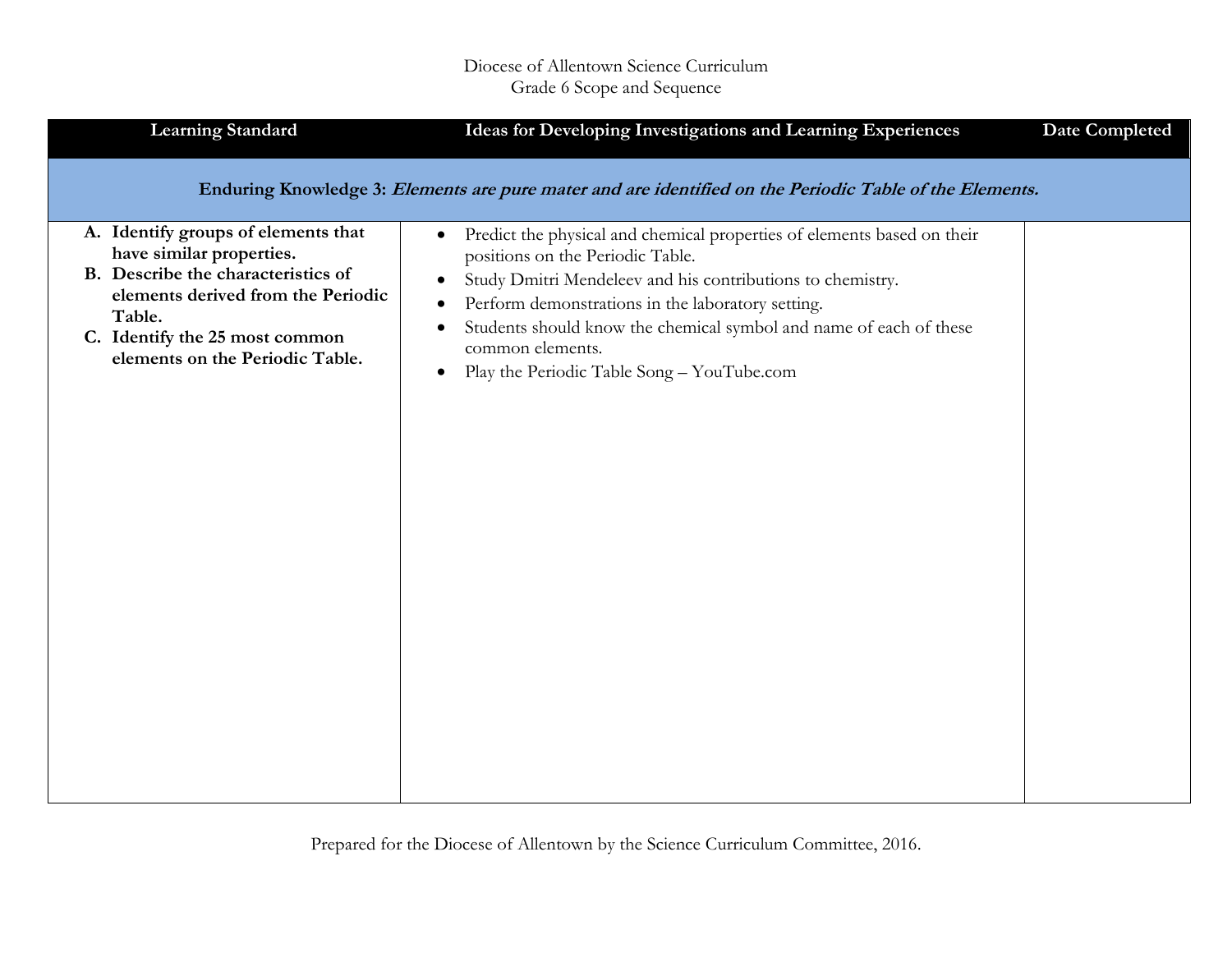Diocese of Allentown Science Curriculum
Grade 6 Scope and Sequence

| Learning Standard | Ideas for Developing Investigations and Learning Experiences | Date Completed |
|---|---|---|
| **Enduring Knowledge 3:** ***Elements are pure mater and are identified on the Periodic Table of the Elements.*** | | |
| **A. Identify groups of elements that have similar properties.**<br>**B. Describe the characteristics of elements derived from the Periodic Table.**<br>**C. Identify the 25 most common elements on the Periodic Table.** | • Predict the physical and chemical properties of elements based on their positions on the Periodic Table.<br>• Study Dmitri Mendeleev and his contributions to chemistry.<br>• Perform demonstrations in the laboratory setting.<br>• Students should know the chemical symbol and name of each of these common elements.<br>• Play the Periodic Table Song – YouTube.com | |

Prepared for the Diocese of Allentown by the Science Curriculum Committee, 2016.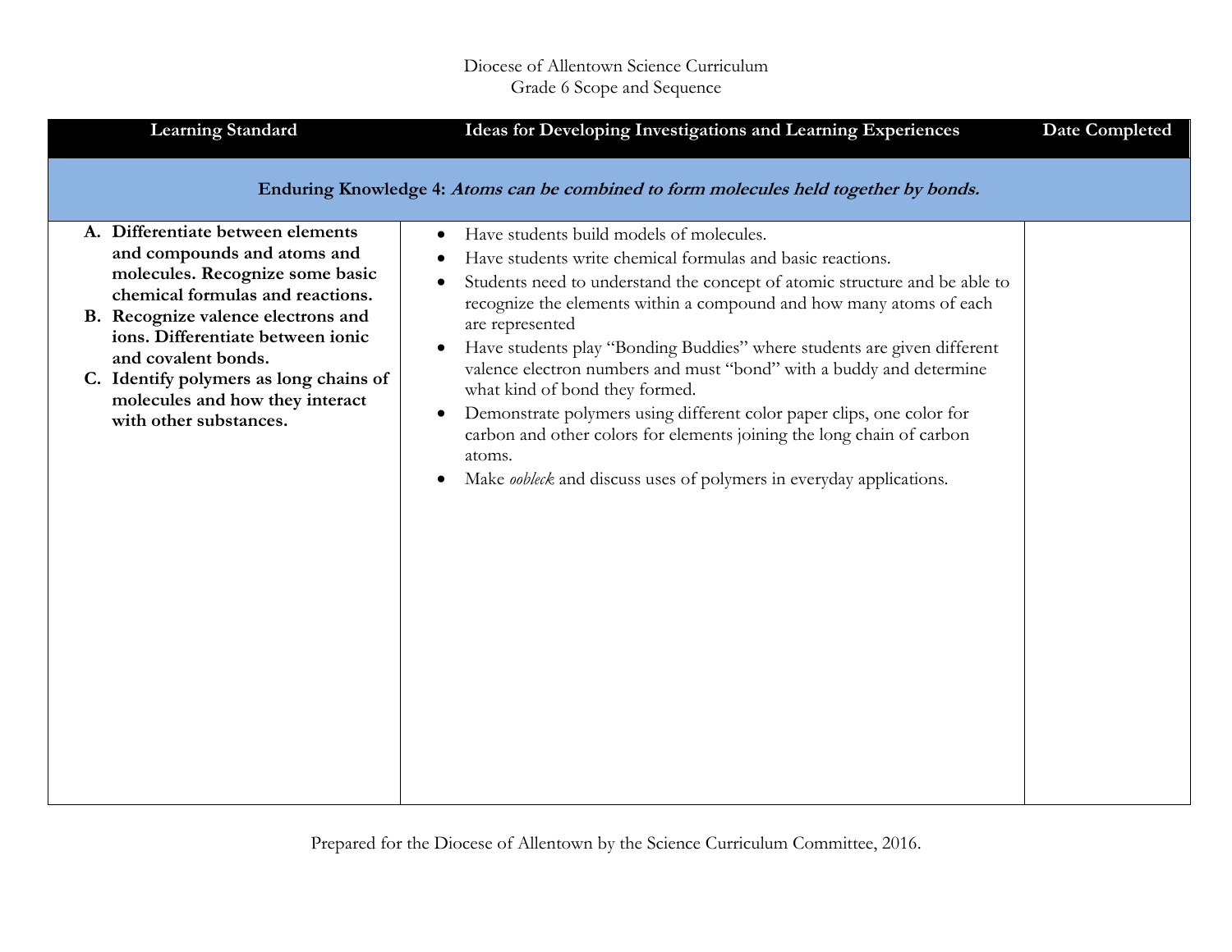Diocese of Allentown Science Curriculum
Grade 6 Scope and Sequence

| Learning Standard | Ideas for Developing Investigations and Learning Experiences | Date Completed |
|---|---|---|
| **Enduring Knowledge 4:** ***Atoms can be combined to form molecules held together by bonds.*** | | |
| **A. Differentiate between elements and compounds and atoms and molecules. Recognize some basic chemical formulas and reactions.**<br>**B. Recognize valence electrons and ions. Differentiate between ionic and covalent bonds.**<br>**C. Identify polymers as long chains of molecules and how they interact with other substances.** | • Have students build models of molecules.<br>• Have students write chemical formulas and basic reactions.<br>• Students need to understand the concept of atomic structure and be able to recognize the elements within a compound and how many atoms of each are represented<br>• Have students play "Bonding Buddies" where students are given different valence electron numbers and must "bond" with a buddy and determine what kind of bond they formed.<br>• Demonstrate polymers using different color paper clips, one color for carbon and other colors for elements joining the long chain of carbon atoms.<br>• Make *oobleck* and discuss uses of polymers in everyday applications. | |

Prepared for the Diocese of Allentown by the Science Curriculum Committee, 2016.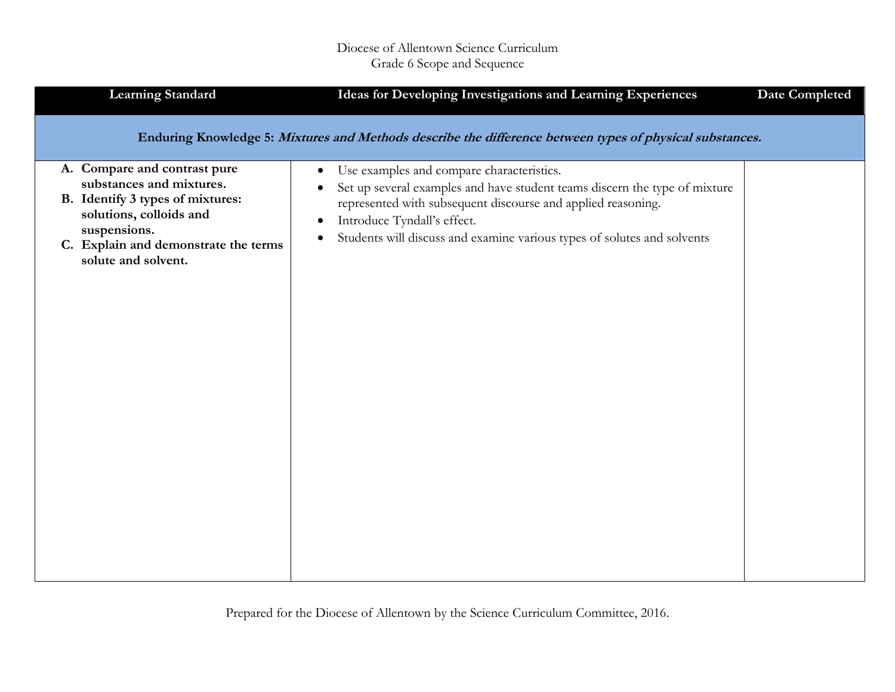Diocese of Allentown Science Curriculum
Grade 6 Scope and Sequence

| Learning Standard | Ideas for Developing Investigations and Learning Experiences | Date Completed |
|---|---|---|
| **Enduring Knowledge 5:** ***Mixtures and Methods describe the difference between types of physical substances.*** | | |
| **A. Compare and contrast pure substances and mixtures.**<br>**B. Identify 3 types of mixtures: solutions, colloids and suspensions.**<br>**C. Explain and demonstrate the terms solute and solvent.** | • Use examples and compare characteristics.<br>• Set up several examples and have student teams discern the type of mixture represented with subsequent discourse and applied reasoning.<br>• Introduce Tyndall's effect.<br>• Students will discuss and examine various types of solutes and solvents | |

Prepared for the Diocese of Allentown by the Science Curriculum Committee, 2016.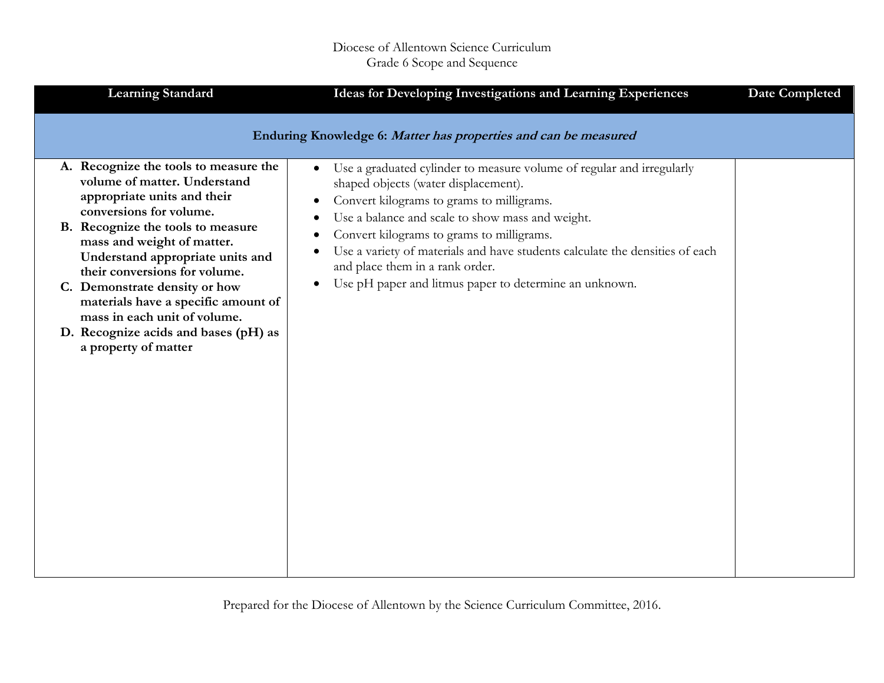Diocese of Allentown Science Curriculum
Grade 6 Scope and Sequence

| Learning Standard | Ideas for Developing Investigations and Learning Experiences | Date Completed |
|---|---|---|
| **Enduring Knowledge 6:** ***Matter has properties and can be measured*** | | |
| **A. Recognize the tools to measure the volume of matter. Understand appropriate units and their conversions for volume.**<br>**B. Recognize the tools to measure mass and weight of matter. Understand appropriate units and their conversions for volume.**<br>**C. Demonstrate density or how materials have a specific amount of mass in each unit of volume.**<br>**D. Recognize acids and bases (pH) as a property of matter** | • Use a graduated cylinder to measure volume of regular and irregularly shaped objects (water displacement).<br>• Convert kilograms to grams to milligrams.<br>• Use a balance and scale to show mass and weight.<br>• Convert kilograms to grams to milligrams.<br>• Use a variety of materials and have students calculate the densities of each and place them in a rank order.<br>• Use pH paper and litmus paper to determine an unknown. | |

Prepared for the Diocese of Allentown by the Science Curriculum Committee, 2016.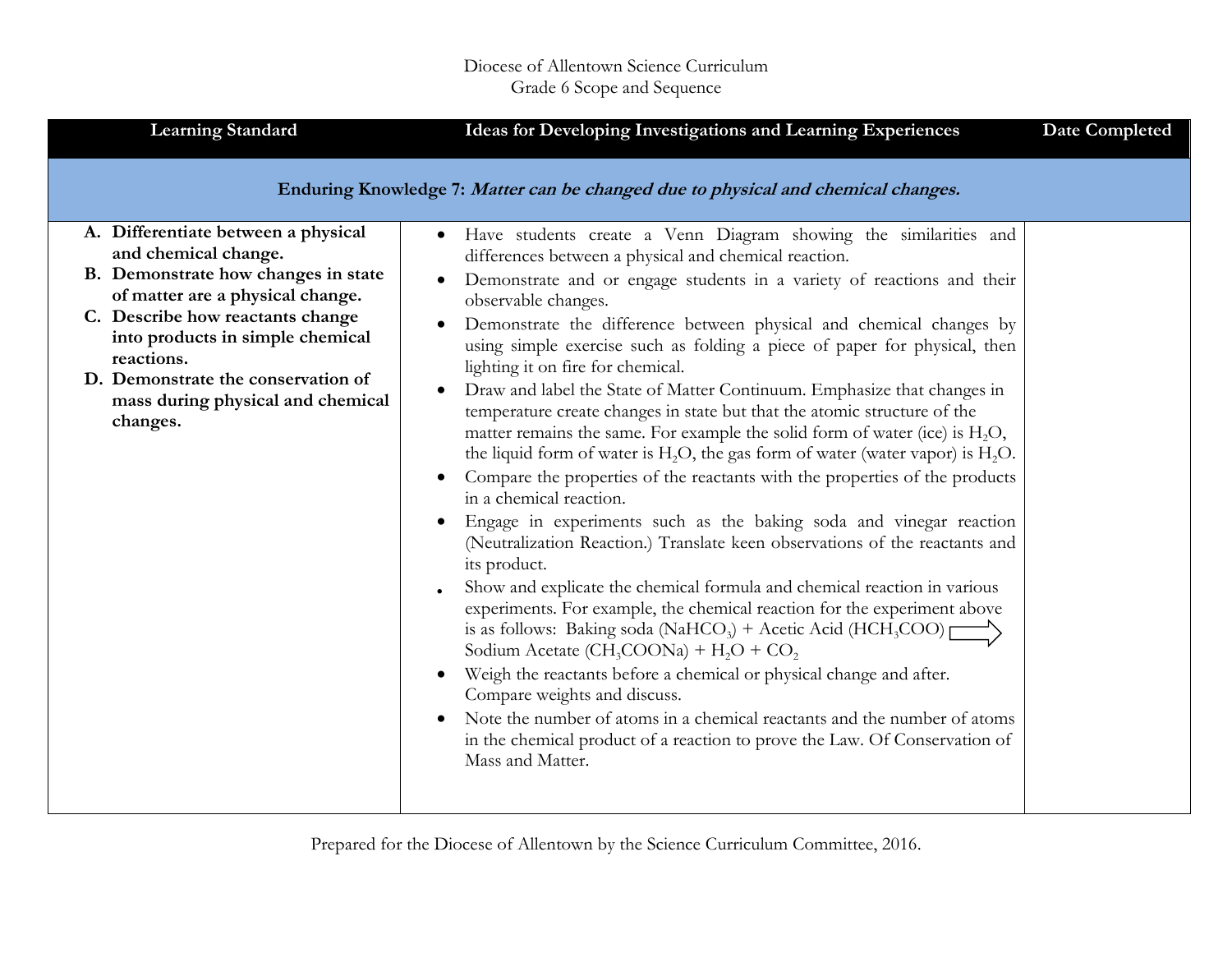Diocese of Allentown Science Curriculum
Grade 6 Scope and Sequence

| Learning Standard | Ideas for Developing Investigations and Learning Experiences | Date Completed |
|---|---|---|
| **Enduring Knowledge 7:** ***Matter can be changed due to physical and chemical changes.*** | | |
| **A. Differentiate between a physical and chemical change.**<br>**B. Demonstrate how changes in state of matter are a physical change.**<br>**C. Describe how reactants change into products in simple chemical reactions.**<br>**D. Demonstrate the conservation of mass during physical and chemical changes.** | • Have students create a Venn Diagram showing the similarities and differences between a physical and chemical reaction.<br>• Demonstrate and or engage students in a variety of reactions and their observable changes.<br>• Demonstrate the difference between physical and chemical changes by using simple exercise such as folding a piece of paper for physical, then lighting it on fire for chemical.<br>• Draw and label the State of Matter Continuum. Emphasize that changes in temperature create changes in state but that the atomic structure of the matter remains the same. For example the solid form of water (ice) is $H_2O$, the liquid form of water is $H_2O$, the gas form of water (water vapor) is $H_2O$.<br>• Compare the properties of the reactants with the properties of the products in a chemical reaction.<br>• Engage in experiments such as the baking soda and vinegar reaction (Neutralization Reaction.) Translate keen observations of the reactants and its product.<br>• Show and explicate the chemical formula and chemical reaction in various experiments. For example, the chemical reaction for the experiment above is as follows: Baking soda ($NaHCO_3$) + Acetic Acid ($HCH_3COO$) $\Rightarrow$ Sodium Acetate ($CH_3COONa$) + $H_2O$ + $CO_2$<br>• Weigh the reactants before a chemical or physical change and after. Compare weights and discuss.<br>• Note the number of atoms in a chemical reactants and the number of atoms in the chemical product of a reaction to prove the Law. Of Conservation of Mass and Matter. | |

Prepared for the Diocese of Allentown by the Science Curriculum Committee, 2016.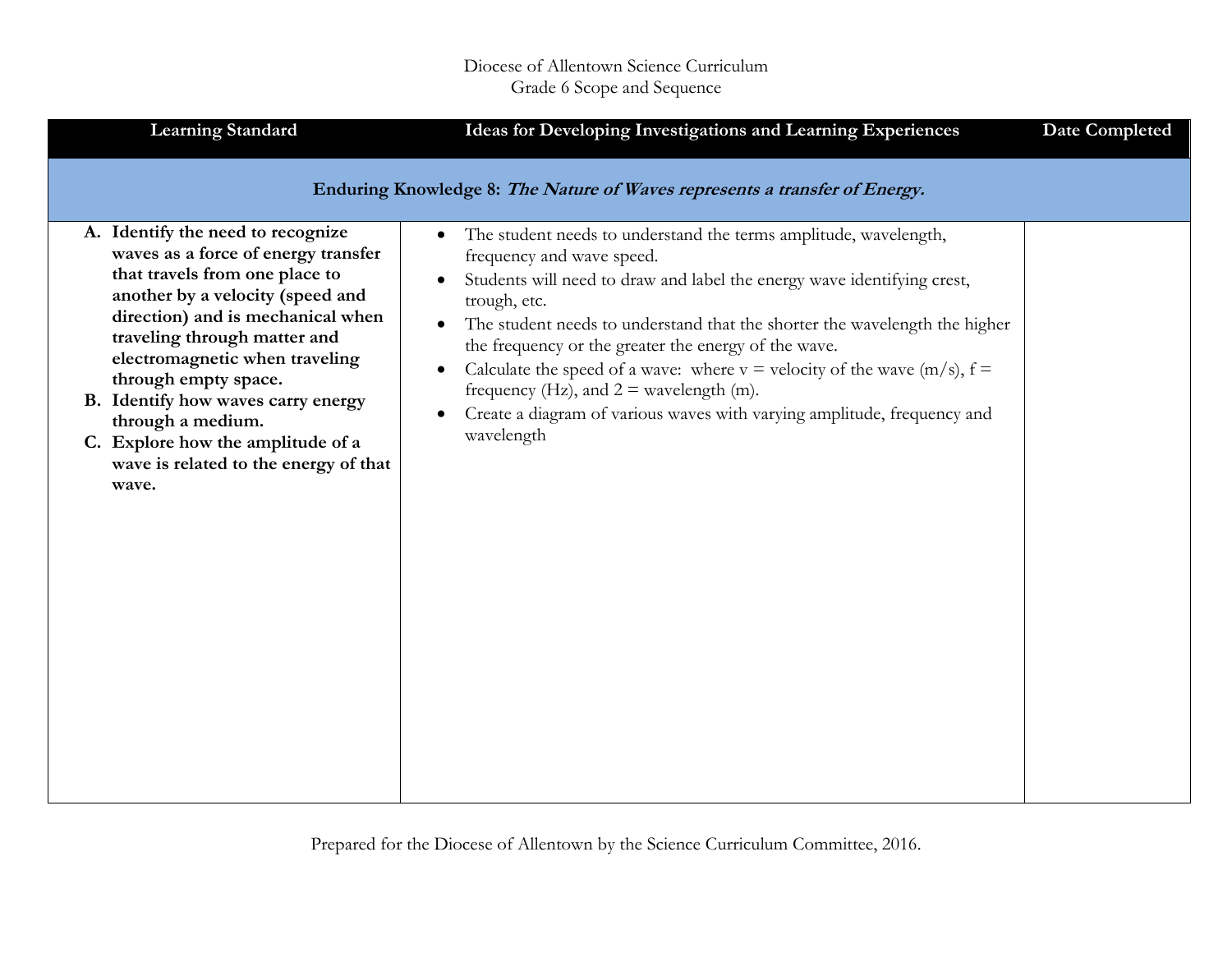Diocese of Allentown Science Curriculum
Grade 6 Scope and Sequence

| Learning Standard | Ideas for Developing Investigations and Learning Experiences | Date Completed |
|---|---|---|
| **Enduring Knowledge 8:** ***The Nature of Waves represents a transfer of Energy.*** | | |
| **A. Identify the need to recognize waves as a force of energy transfer that travels from one place to another by a velocity (speed and direction) and is mechanical when traveling through matter and electromagnetic when traveling through empty space.**<br>**B. Identify how waves carry energy through a medium.**<br>**C. Explore how the amplitude of a wave is related to the energy of that wave.** | • The student needs to understand the terms amplitude, wavelength, frequency and wave speed.<br>• Students will need to draw and label the energy wave identifying crest, trough, etc.<br>• The student needs to understand that the shorter the wavelength the higher the frequency or the greater the energy of the wave.<br>• Calculate the speed of a wave: where v = velocity of the wave (m/s), f = frequency (Hz), and 2 = wavelength (m).<br>• Create a diagram of various waves with varying amplitude, frequency and wavelength | |

Prepared for the Diocese of Allentown by the Science Curriculum Committee, 2016.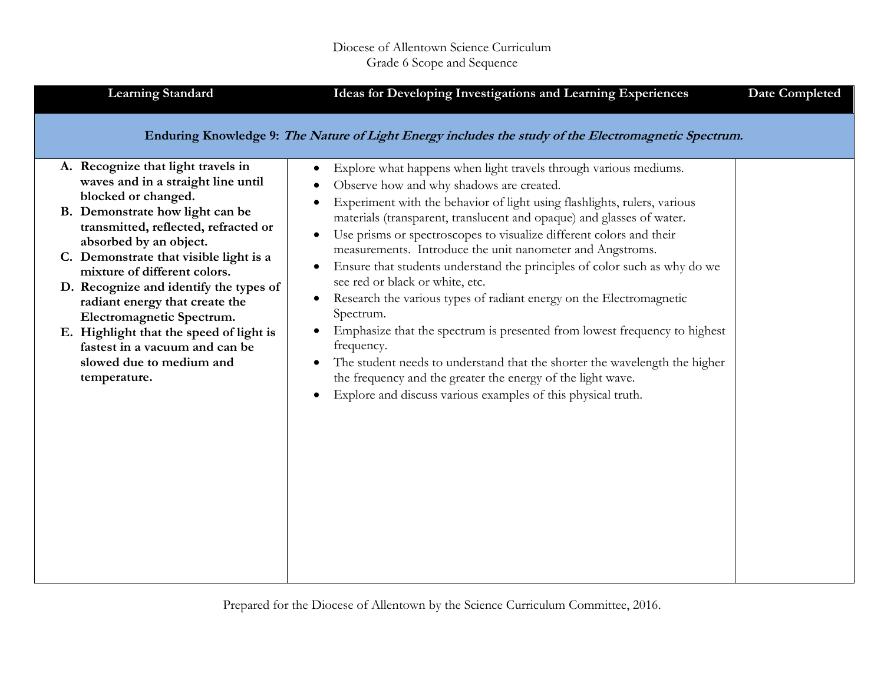Diocese of Allentown Science Curriculum
Grade 6 Scope and Sequence

| Learning Standard | Ideas for Developing Investigations and Learning Experiences | Date Completed |
| --- | --- | --- |
| **Enduring Knowledge 9:** ***The Nature of Light Energy includes the study of the Electromagnetic Spectrum.*** | | |
| **A. Recognize that light travels in waves and in a straight line until blocked or changed.**<br>**B. Demonstrate how light can be transmitted, reflected, refracted or absorbed by an object.**<br>**C. Demonstrate that visible light is a mixture of different colors.**<br>**D. Recognize and identify the types of radiant energy that create the Electromagnetic Spectrum.**<br>**E. Highlight that the speed of light is fastest in a vacuum and can be slowed due to medium and temperature.** | • Explore what happens when light travels through various mediums.<br>• Observe how and why shadows are created.<br>• Experiment with the behavior of light using flashlights, rulers, various materials (transparent, translucent and opaque) and glasses of water.<br>• Use prisms or spectroscopes to visualize different colors and their measurements. Introduce the unit nanometer and Angstroms.<br>• Ensure that students understand the principles of color such as why do we see red or black or white, etc.<br>• Research the various types of radiant energy on the Electromagnetic Spectrum.<br>• Emphasize that the spectrum is presented from lowest frequency to highest frequency.<br>• The student needs to understand that the shorter the wavelength the higher the frequency and the greater the energy of the light wave.<br>• Explore and discuss various examples of this physical truth. | |

Prepared for the Diocese of Allentown by the Science Curriculum Committee, 2016.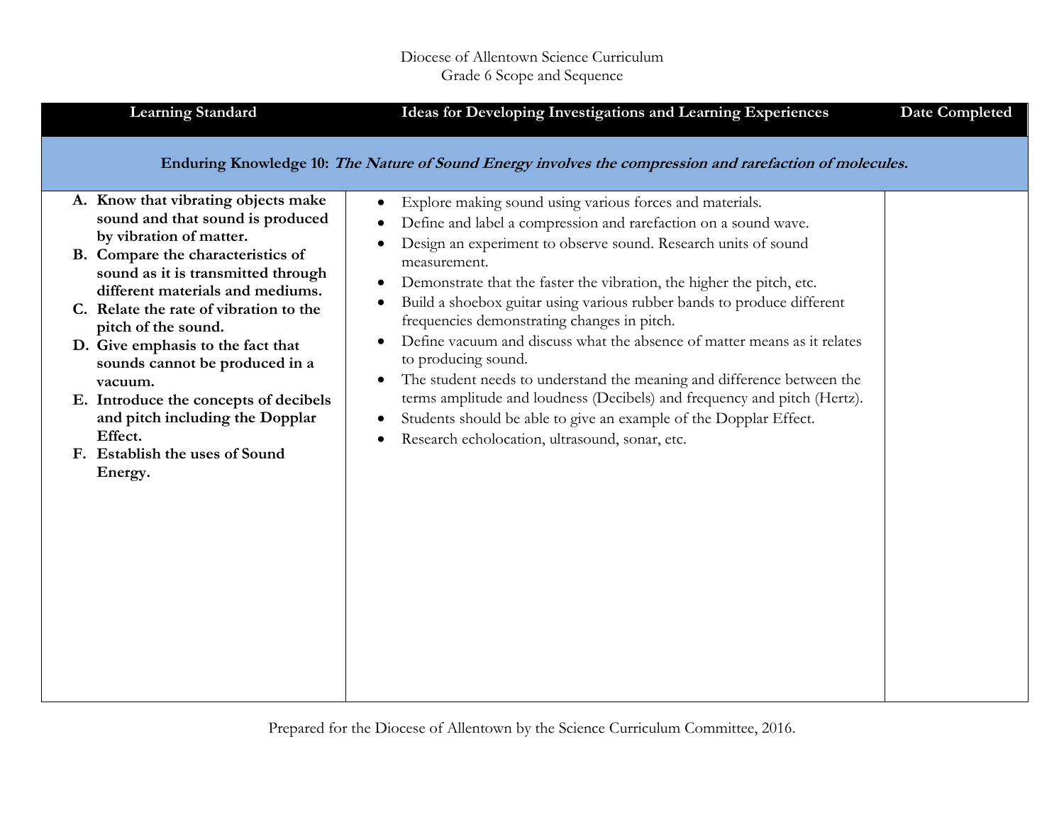Diocese of Allentown Science Curriculum
Grade 6 Scope and Sequence

| Learning Standard | Ideas for Developing Investigations and Learning Experiences | Date Completed |
|---|---|---|
| **Enduring Knowledge 10:** ***The Nature of Sound Energy involves the compression and rarefaction of molecules.*** | | |
| **A. Know that vibrating objects make sound and that sound is produced by vibration of matter.**<br>**B. Compare the characteristics of sound as it is transmitted through different materials and mediums.**<br>**C. Relate the rate of vibration to the pitch of the sound.**<br>**D. Give emphasis to the fact that sounds cannot be produced in a vacuum.**<br>**E. Introduce the concepts of decibels and pitch including the Dopplar Effect.**<br>**F. Establish the uses of Sound Energy.** | • Explore making sound using various forces and materials.<br>• Define and label a compression and rarefaction on a sound wave.<br>• Design an experiment to observe sound. Research units of sound measurement.<br>• Demonstrate that the faster the vibration, the higher the pitch, etc.<br>• Build a shoebox guitar using various rubber bands to produce different frequencies demonstrating changes in pitch.<br>• Define vacuum and discuss what the absence of matter means as it relates to producing sound.<br>• The student needs to understand the meaning and difference between the terms amplitude and loudness (Decibels) and frequency and pitch (Hertz).<br>• Students should be able to give an example of the Dopplar Effect.<br>• Research echolocation, ultrasound, sonar, etc. | |

Prepared for the Diocese of Allentown by the Science Curriculum Committee, 2016.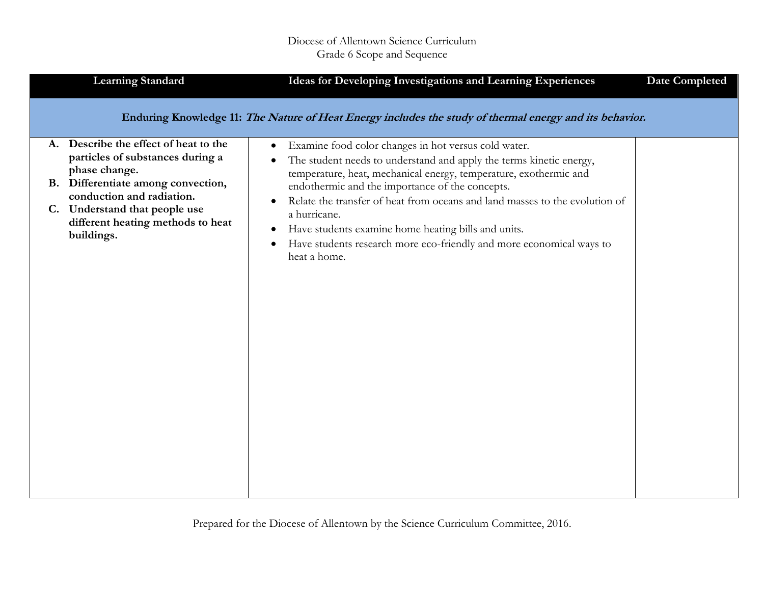Diocese of Allentown Science Curriculum
Grade 6 Scope and Sequence

| Learning Standard | Ideas for Developing Investigations and Learning Experiences | Date Completed |
|---|---|---|
| **Enduring Knowledge 11:** ***The Nature of Heat Energy includes the study of thermal energy and its behavior.*** | | |
| **A. Describe the effect of heat to the particles of substances during a phase change.**<br>**B. Differentiate among convection, conduction and radiation.**<br>**C. Understand that people use different heating methods to heat buildings.** | • Examine food color changes in hot versus cold water.<br>• The student needs to understand and apply the terms kinetic energy, temperature, heat, mechanical energy, temperature, exothermic and endothermic and the importance of the concepts.<br>• Relate the transfer of heat from oceans and land masses to the evolution of a hurricane.<br>• Have students examine home heating bills and units.<br>• Have students research more eco-friendly and more economical ways to heat a home. | |

Prepared for the Diocese of Allentown by the Science Curriculum Committee, 2016.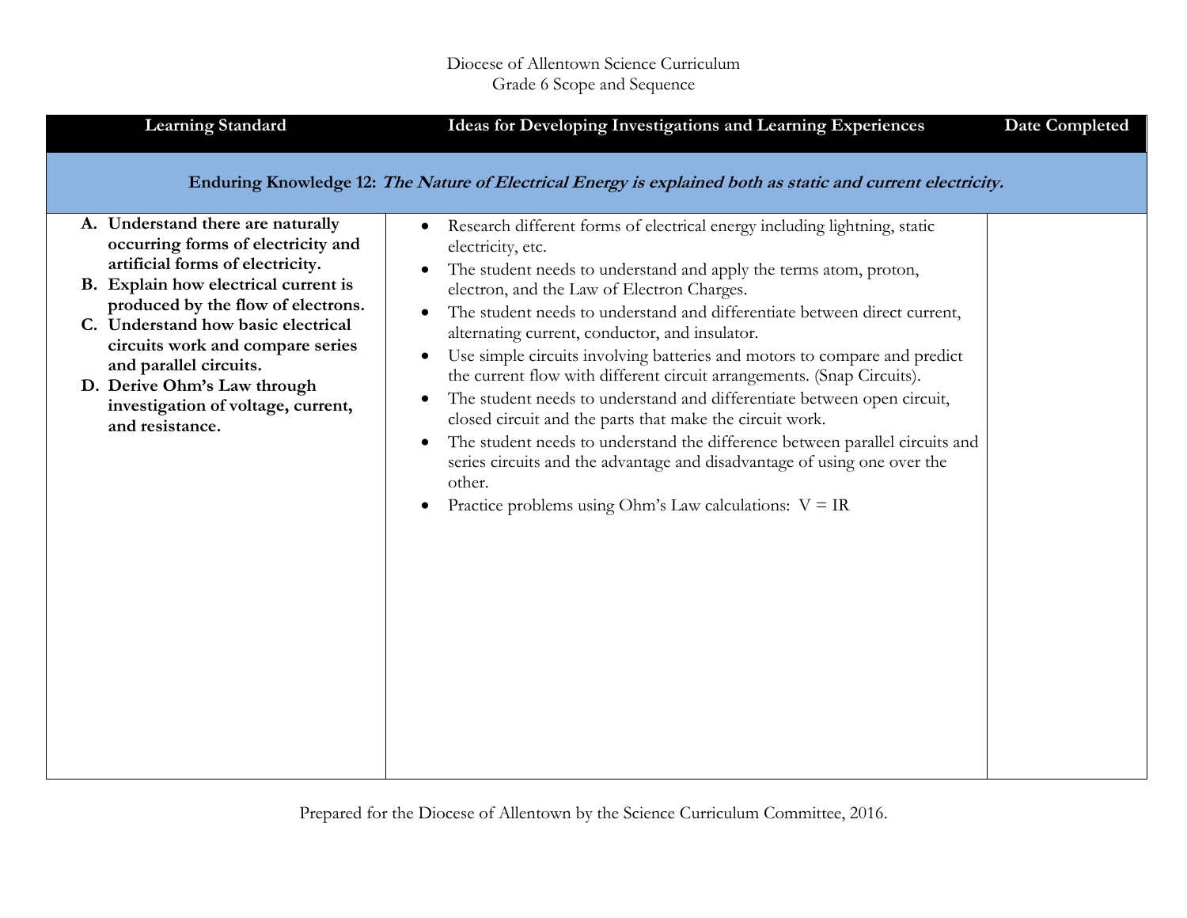Diocese of Allentown Science Curriculum
Grade 6 Scope and Sequence

| Learning Standard | Ideas for Developing Investigations and Learning Experiences | Date Completed |
|---|---|---|
| **Enduring Knowledge 12:** ***The Nature of Electrical Energy is explained both as static and current electricity.*** | | |
| **A. Understand there are naturally occurring forms of electricity and artificial forms of electricity.**<br>**B. Explain how electrical current is produced by the flow of electrons.**<br>**C. Understand how basic electrical circuits work and compare series and parallel circuits.**<br>**D. Derive Ohm's Law through investigation of voltage, current, and resistance.** | • Research different forms of electrical energy including lightning, static electricity, etc.<br>• The student needs to understand and apply the terms atom, proton, electron, and the Law of Electron Charges.<br>• The student needs to understand and differentiate between direct current, alternating current, conductor, and insulator.<br>• Use simple circuits involving batteries and motors to compare and predict the current flow with different circuit arrangements. (Snap Circuits).<br>• The student needs to understand and differentiate between open circuit, closed circuit and the parts that make the circuit work.<br>• The student needs to understand the difference between parallel circuits and series circuits and the advantage and disadvantage of using one over the other.<br>• Practice problems using Ohm's Law calculations: $V = IR$ | |

Prepared for the Diocese of Allentown by the Science Curriculum Committee, 2016.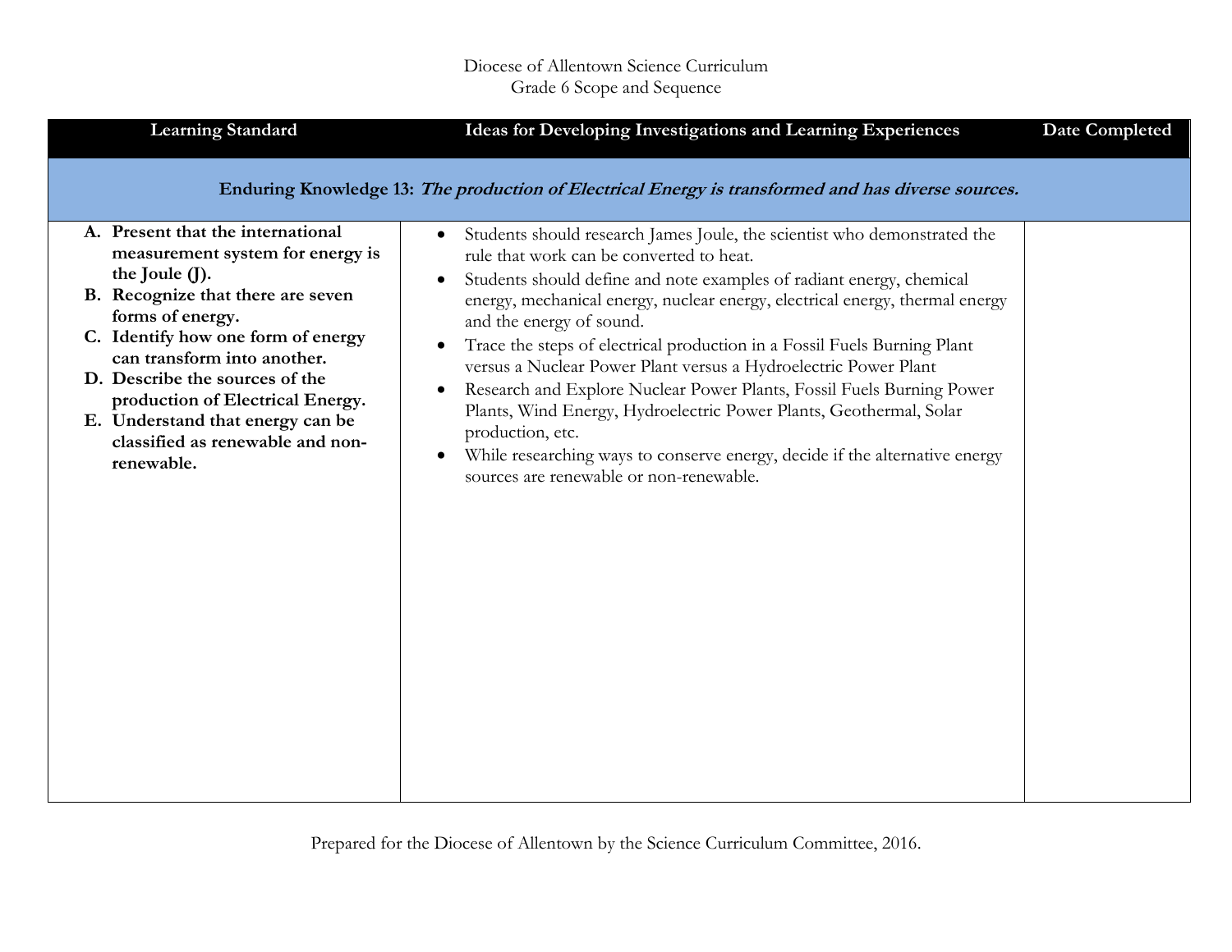Diocese of Allentown Science Curriculum
Grade 6 Scope and Sequence

| Learning Standard | Ideas for Developing Investigations and Learning Experiences | Date Completed |
|---|---|---|
| **Enduring Knowledge 13:** ***The production of Electrical Energy is transformed and has diverse sources.*** | | |
| **A. Present that the international measurement system for energy is the Joule (J).**<br>**B. Recognize that there are seven forms of energy.**<br>**C. Identify how one form of energy can transform into another.**<br>**D. Describe the sources of the production of Electrical Energy.**<br>**E. Understand that energy can be classified as renewable and non-renewable.** | • Students should research James Joule, the scientist who demonstrated the rule that work can be converted to heat.<br>• Students should define and note examples of radiant energy, chemical energy, mechanical energy, nuclear energy, electrical energy, thermal energy and the energy of sound.<br>• Trace the steps of electrical production in a Fossil Fuels Burning Plant versus a Nuclear Power Plant versus a Hydroelectric Power Plant<br>• Research and Explore Nuclear Power Plants, Fossil Fuels Burning Power Plants, Wind Energy, Hydroelectric Power Plants, Geothermal, Solar production, etc.<br>• While researching ways to conserve energy, decide if the alternative energy sources are renewable or non-renewable. | |

Prepared for the Diocese of Allentown by the Science Curriculum Committee, 2016.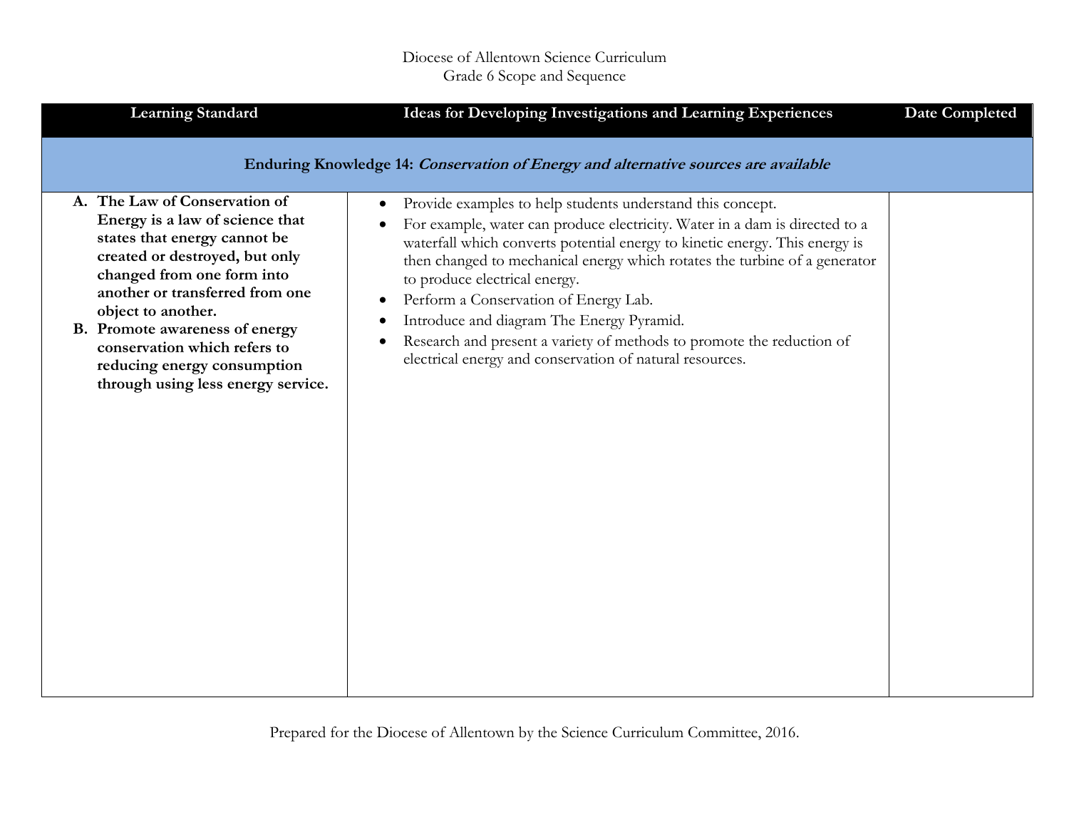Diocese of Allentown Science Curriculum
Grade 6 Scope and Sequence

| Learning Standard | Ideas for Developing Investigations and Learning Experiences | Date Completed |
|---|---|---|
| **Enduring Knowledge 14:** ***Conservation of Energy and alternative sources are available*** | | |
| **A. The Law of Conservation of Energy is a law of science that states that energy cannot be created or destroyed, but only changed from one form into another or transferred from one object to another.**<br>**B. Promote awareness of energy conservation which refers to reducing energy consumption through using less energy service.** | • Provide examples to help students understand this concept.<br>• For example, water can produce electricity. Water in a dam is directed to a waterfall which converts potential energy to kinetic energy. This energy is then changed to mechanical energy which rotates the turbine of a generator to produce electrical energy.<br>• Perform a Conservation of Energy Lab.<br>• Introduce and diagram The Energy Pyramid.<br>• Research and present a variety of methods to promote the reduction of electrical energy and conservation of natural resources. | |

Prepared for the Diocese of Allentown by the Science Curriculum Committee, 2016.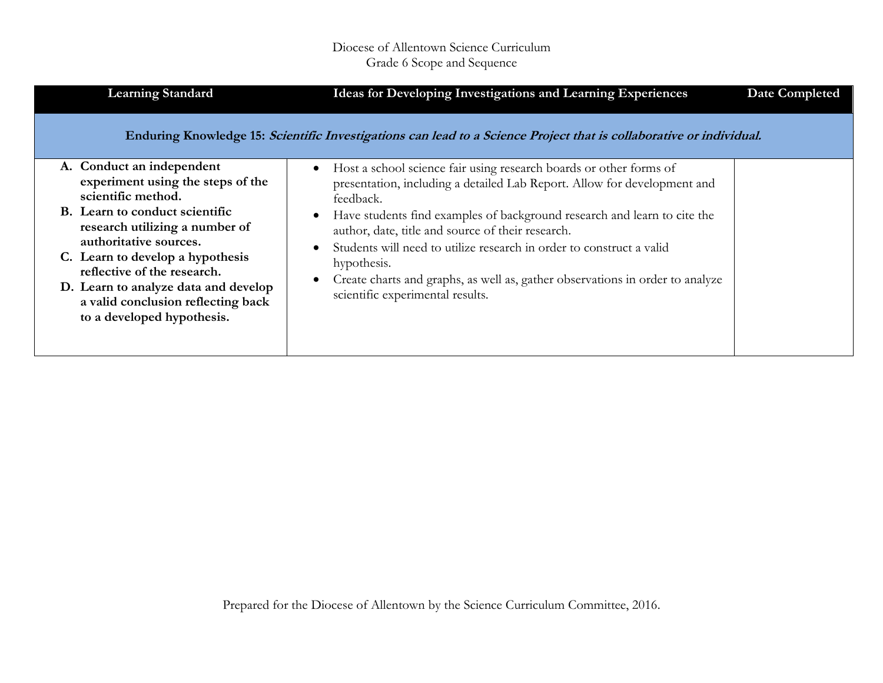Diocese of Allentown Science Curriculum
Grade 6 Scope and Sequence

| Learning Standard | Ideas for Developing Investigations and Learning Experiences | Date Completed |
| --- | --- | --- |
| **Enduring Knowledge 15:** ***Scientific Investigations can lead to a Science Project that is collaborative or individual.*** | | |
| **A. Conduct an independent experiment using the steps of the scientific method.**<br>**B. Learn to conduct scientific research utilizing a number of authoritative sources.**<br>**C. Learn to develop a hypothesis reflective of the research.**<br>**D. Learn to analyze data and develop a valid conclusion reflecting back to a developed hypothesis.** | • Host a school science fair using research boards or other forms of presentation, including a detailed Lab Report. Allow for development and feedback.<br>• Have students find examples of background research and learn to cite the author, date, title and source of their research.<br>• Students will need to utilize research in order to construct a valid hypothesis.<br>• Create charts and graphs, as well as, gather observations in order to analyze scientific experimental results. | |

Prepared for the Diocese of Allentown by the Science Curriculum Committee, 2016.